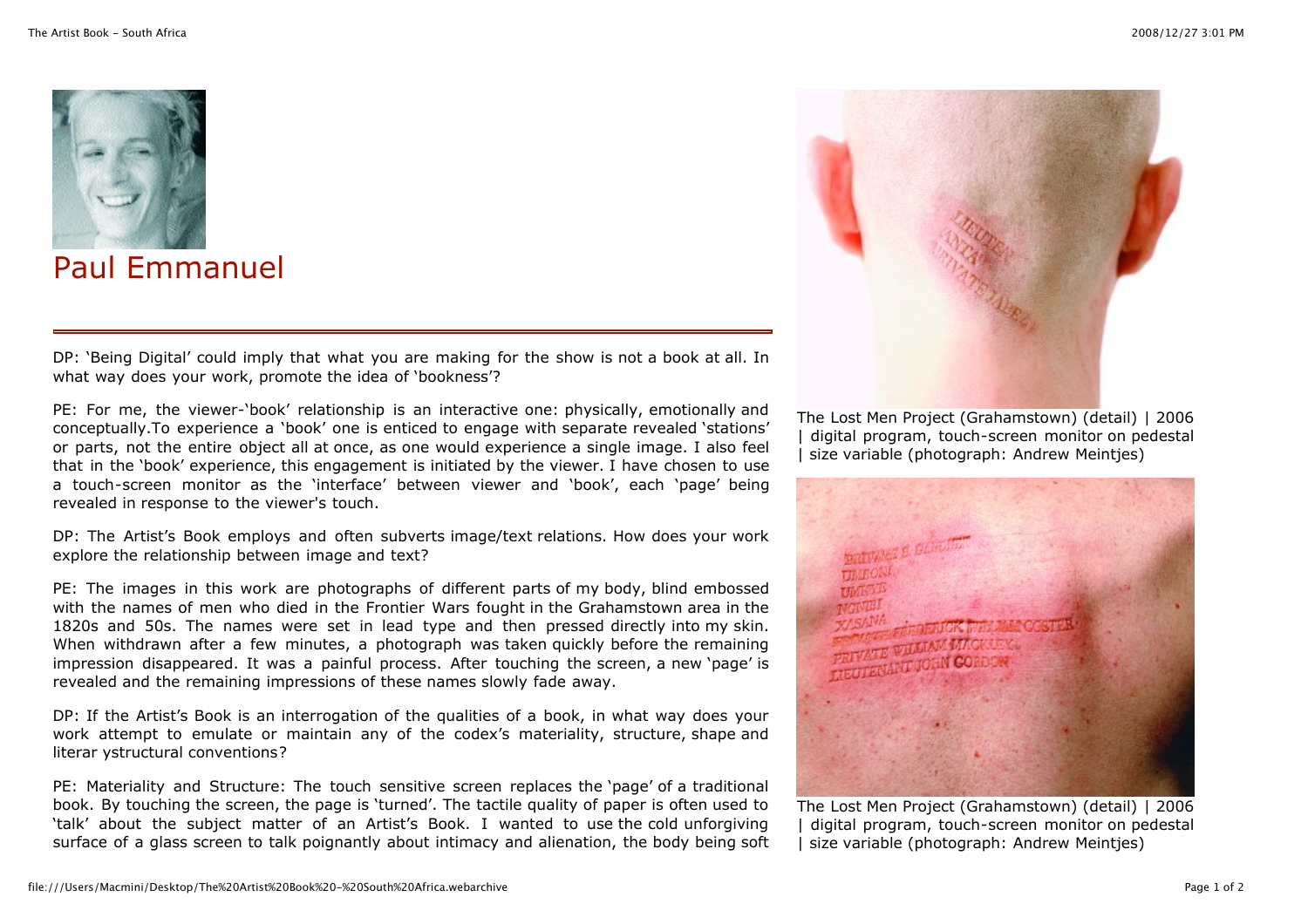# Paul Emmanuel

DP: 'Being Digital' could imply that what you are making for the show is not a book at all. In what way does your work, promote the idea of 'bookness'?

PE: For me, the viewer-'book' relationship is an interactive one: physically, emotionally and conceptually.To experience a 'book' one is enticed to engage with separate revealed 'stations' or parts, not the entire object all at once, as one would experience a single image. I also feel that in the 'book' experience, this engagement is initiated by the viewer. I have chosen to use a touch-screen monitor as the 'interface' between viewer and 'book', each 'page' being revealed in response to the viewer's touch.

DP: The Artist's Book employs and often subverts image/text relations. How does your work explore the relationship between image and text?

PE: The images in this work are photographs of different parts of my body, blind embossed with the names of men who died in the Frontier Wars fought in the Grahamstown area in the 1820s and 50s. The names were set in lead type and then pressed directly into my skin. When withdrawn after a few minutes, a photograph was taken quickly before the remaining impression disappeared. It was a painful process. After touching the screen, a new 'page' is revealed and the remaining impressions of these names slowly fade away.

DP: If the Artist's Book is an interrogation of the qualities of a book, in what way does your work attempt to emulate or maintain any of the codex's materiality, structure, shape and literar ystructural conventions?

PE: Materiality and Structure: The touch sensitive screen replaces the 'page' of a traditional book. By touching the screen, the page is 'turned'. The tactile quality of paper is often used to 'talk' about the subject matter of an Artist's Book. I wanted to use the cold unforgiving surface of a glass screen to talk poignantly about intimacy and alienation, the body being soft

The Lost Men Project (Grahamstown) (detail) | 2006 | digital program, touch-screen monitor on pedestal | size variable (photograph: Andrew Meintjes)

The Lost Men Project (Grahamstown) (detail) | 2006 | digital program, touch-screen monitor on pedestal | size variable (photograph: Andrew Meintjes)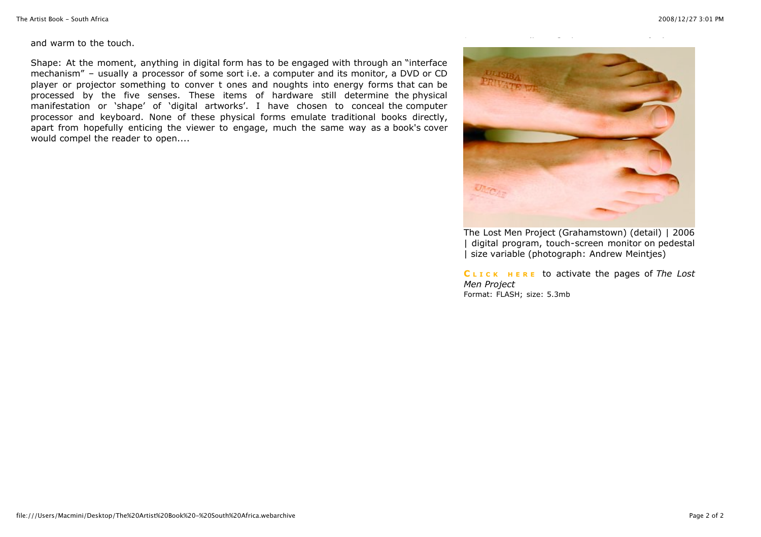and warm to the touch.

Shape: At the moment, anything in digital form has to be engaged with through an "interface mechanism" – usually a processor of some sort i.e. a computer and its monitor, a DVD or CD player or projector something to conver t ones and noughts into energy forms that can be processed by the five senses. These items of hardware still determine the physical manifestation or 'shape' of 'digital artworks'. I have chosen to conceal the computer processor and keyboard. None of these physical forms emulate traditional books directly, apart from hopefully enticing the viewer to engage, much the same way as a book's cover would compel the reader to open....

The Lost Men Project (Grahamstown) (detail) | 2006 | digital program, touch-screen monitor on pedestal | size variable (photograph: Andrew Meintjes)

**CLICK HERE** to activate the pages of *The Lost Men Project*
Format: FLASH; size: 5.3mb